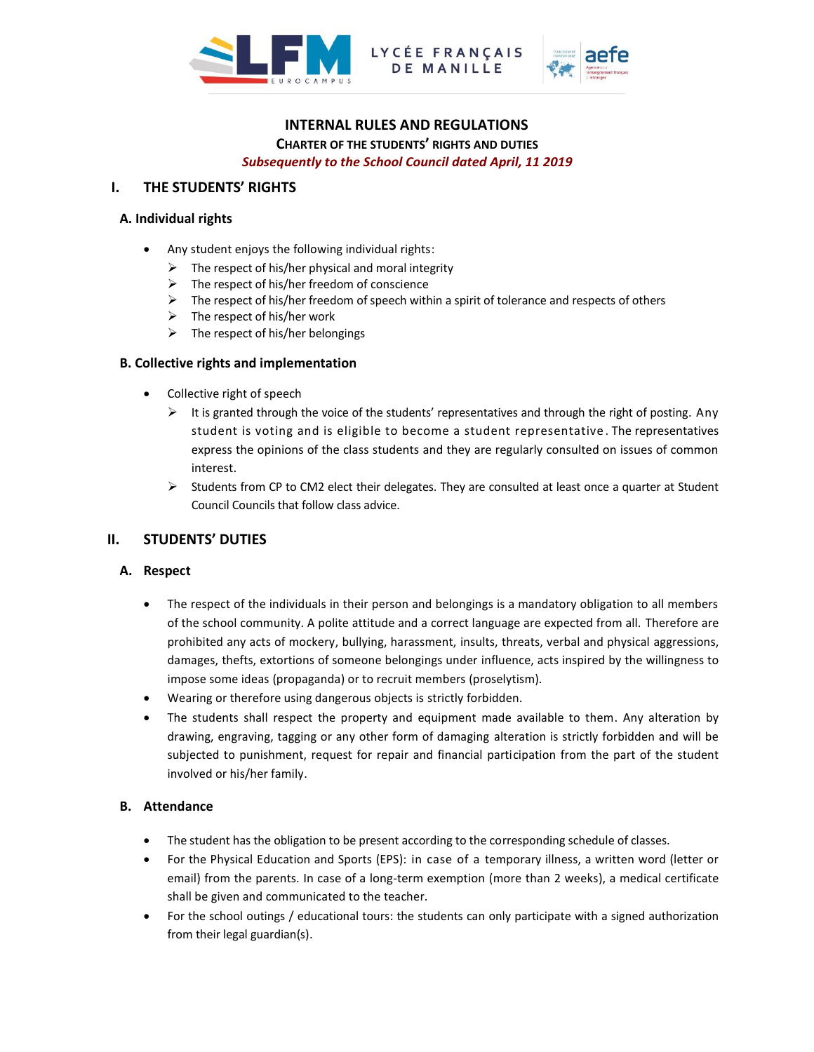# INTERNAL RULES AND REGULATIONS

## CHARTER OF THE STUDENTS' RIGHTS AND DUTIES

*Subsequently to the School Council dated April, 11 2019*

## I. THE STUDENTS' RIGHTS

### A. Individual rights

- Any student enjoys the following individual rights:
  - The respect of his/her physical and moral integrity
  - The respect of his/her freedom of conscience
  - The respect of his/her freedom of speech within a spirit of tolerance and respects of others
  - The respect of his/her work
  - The respect of his/her belongings

### B. Collective rights and implementation

- Collective right of speech
  - It is granted through the voice of the students' representatives and through the right of posting. Any student is voting and is eligible to become a student representative. The representatives express the opinions of the class students and they are regularly consulted on issues of common interest.
  - Students from CP to CM2 elect their delegates. They are consulted at least once a quarter at Student Council Councils that follow class advice.

## II. STUDENTS' DUTIES

### A. Respect

- The respect of the individuals in their person and belongings is a mandatory obligation to all members of the school community. A polite attitude and a correct language are expected from all. Therefore are prohibited any acts of mockery, bullying, harassment, insults, threats, verbal and physical aggressions, damages, thefts, extortions of someone belongings under influence, acts inspired by the willingness to impose some ideas (propaganda) or to recruit members (proselytism).
- Wearing or therefore using dangerous objects is strictly forbidden.
- The students shall respect the property and equipment made available to them. Any alteration by drawing, engraving, tagging or any other form of damaging alteration is strictly forbidden and will be subjected to punishment, request for repair and financial participation from the part of the student involved or his/her family.

### B. Attendance

- The student has the obligation to be present according to the corresponding schedule of classes.
- For the Physical Education and Sports (EPS): in case of a temporary illness, a written word (letter or email) from the parents. In case of a long-term exemption (more than 2 weeks), a medical certificate shall be given and communicated to the teacher.
- For the school outings / educational tours: the students can only participate with a signed authorization from their legal guardian(s).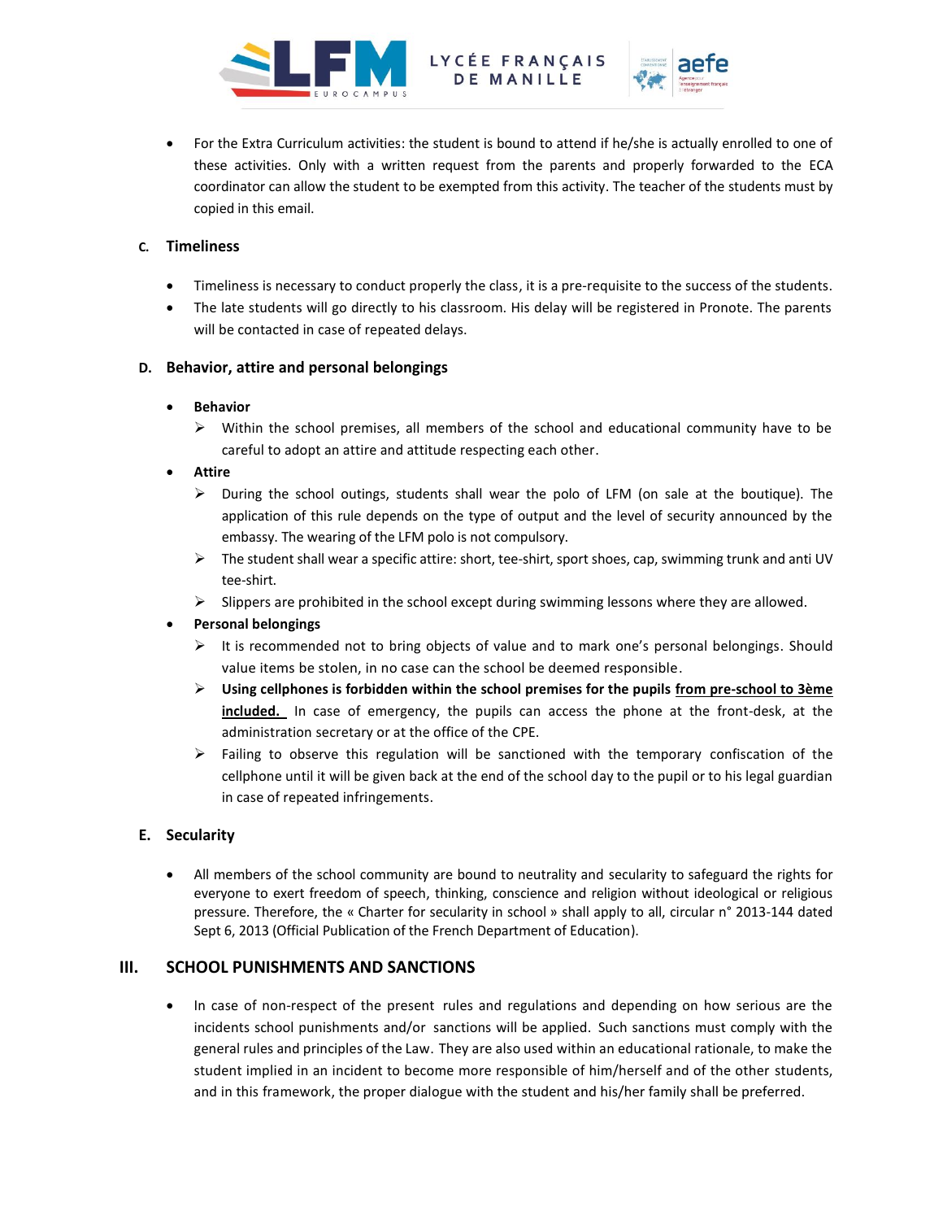- For the Extra Curriculum activities: the student is bound to attend if he/she is actually enrolled to one of these activities. Only with a written request from the parents and properly forwarded to the ECA coordinator can allow the student to be exempted from this activity. The teacher of the students must by copied in this email.

### C. Timeliness

- Timeliness is necessary to conduct properly the class, it is a pre-requisite to the success of the students.
- The late students will go directly to his classroom. His delay will be registered in Pronote. The parents will be contacted in case of repeated delays.

### D. Behavior, attire and personal belongings

- **Behavior**
  - Within the school premises, all members of the school and educational community have to be careful to adopt an attire and attitude respecting each other.
- **Attire**
  - During the school outings, students shall wear the polo of LFM (on sale at the boutique). The application of this rule depends on the type of output and the level of security announced by the embassy. The wearing of the LFM polo is not compulsory.
  - The student shall wear a specific attire: short, tee-shirt, sport shoes, cap, swimming trunk and anti UV tee-shirt.
  - Slippers are prohibited in the school except during swimming lessons where they are allowed.
- **Personal belongings**
  - It is recommended not to bring objects of value and to mark one's personal belongings. Should value items be stolen, in no case can the school be deemed responsible.
  - **Using cellphones is forbidden within the school premises for the pupils <u>from pre-school to 3ème included.</u>** In case of emergency, the pupils can access the phone at the front-desk, at the administration secretary or at the office of the CPE.
  - Failing to observe this regulation will be sanctioned with the temporary confiscation of the cellphone until it will be given back at the end of the school day to the pupil or to his legal guardian in case of repeated infringements.

### E. Secularity

- All members of the school community are bound to neutrality and secularity to safeguard the rights for everyone to exert freedom of speech, thinking, conscience and religion without ideological or religious pressure. Therefore, the « Charter for secularity in school » shall apply to all, circular n° 2013-144 dated Sept 6, 2013 (Official Publication of the French Department of Education).

## III. SCHOOL PUNISHMENTS AND SANCTIONS

- In case of non-respect of the present rules and regulations and depending on how serious are the incidents school punishments and/or sanctions will be applied. Such sanctions must comply with the general rules and principles of the Law. They are also used within an educational rationale, to make the student implied in an incident to become more responsible of him/herself and of the other students, and in this framework, the proper dialogue with the student and his/her family shall be preferred.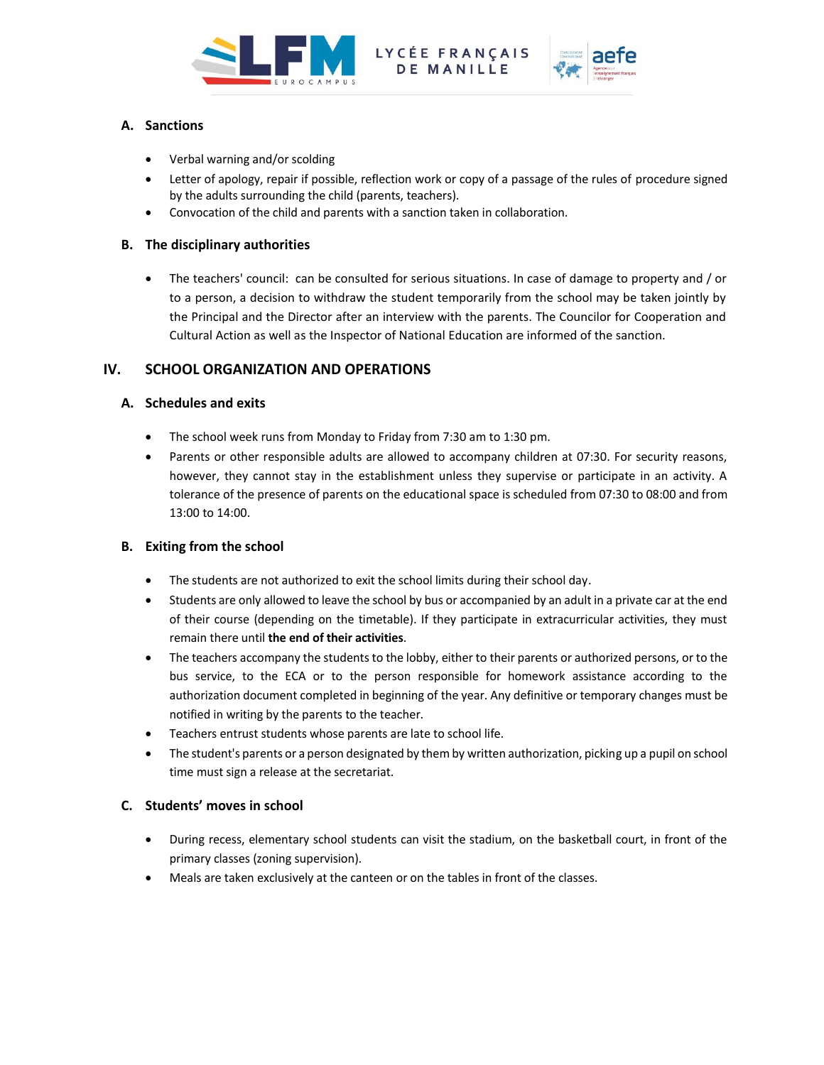### A. Sanctions

- Verbal warning and/or scolding
- Letter of apology, repair if possible, reflection work or copy of a passage of the rules of procedure signed by the adults surrounding the child (parents, teachers).
- Convocation of the child and parents with a sanction taken in collaboration.

### B. The disciplinary authorities

- The teachers' council: can be consulted for serious situations. In case of damage to property and / or to a person, a decision to withdraw the student temporarily from the school may be taken jointly by the Principal and the Director after an interview with the parents. The Councilor for Cooperation and Cultural Action as well as the Inspector of National Education are informed of the sanction.

## IV. SCHOOL ORGANIZATION AND OPERATIONS

### A. Schedules and exits

- The school week runs from Monday to Friday from 7:30 am to 1:30 pm.
- Parents or other responsible adults are allowed to accompany children at 07:30. For security reasons, however, they cannot stay in the establishment unless they supervise or participate in an activity. A tolerance of the presence of parents on the educational space is scheduled from 07:30 to 08:00 and from 13:00 to 14:00.

### B. Exiting from the school

- The students are not authorized to exit the school limits during their school day.
- Students are only allowed to leave the school by bus or accompanied by an adult in a private car at the end of their course (depending on the timetable). If they participate in extracurricular activities, they must remain there until **the end of their activities**.
- The teachers accompany the students to the lobby, either to their parents or authorized persons, or to the bus service, to the ECA or to the person responsible for homework assistance according to the authorization document completed in beginning of the year. Any definitive or temporary changes must be notified in writing by the parents to the teacher.
- Teachers entrust students whose parents are late to school life.
- The student's parents or a person designated by them by written authorization, picking up a pupil on school time must sign a release at the secretariat.

### C. Students' moves in school

- During recess, elementary school students can visit the stadium, on the basketball court, in front of the primary classes (zoning supervision).
- Meals are taken exclusively at the canteen or on the tables in front of the classes.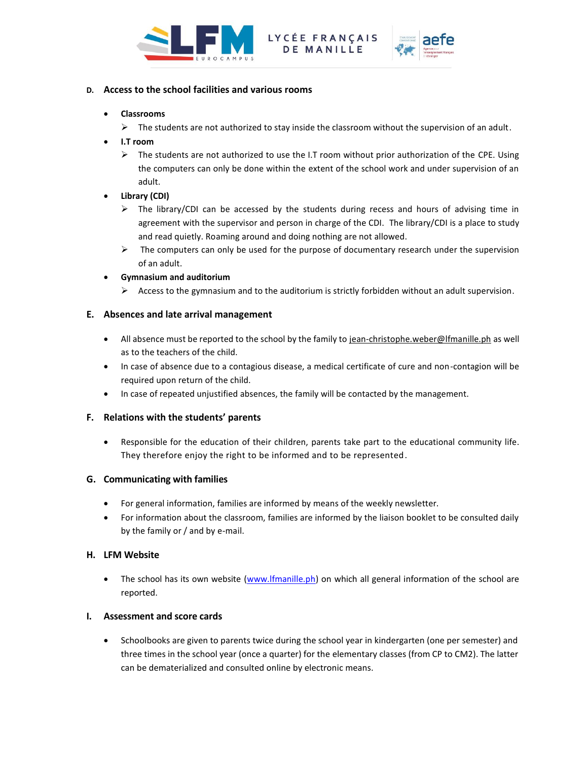## D. Access to the school facilities and various rooms

- **Classrooms**
  - The students are not authorized to stay inside the classroom without the supervision of an adult.
- **I.T room**
  - The students are not authorized to use the I.T room without prior authorization of the CPE. Using the computers can only be done within the extent of the school work and under supervision of an adult.
- **Library (CDI)**
  - The library/CDI can be accessed by the students during recess and hours of advising time in agreement with the supervisor and person in charge of the CDI. The library/CDI is a place to study and read quietly. Roaming around and doing nothing are not allowed.
  - The computers can only be used for the purpose of documentary research under the supervision of an adult.
- **Gymnasium and auditorium**
  - Access to the gymnasium and to the auditorium is strictly forbidden without an adult supervision.

## E. Absences and late arrival management

- All absence must be reported to the school by the family to jean-christophe.weber@lfmanille.ph as well as to the teachers of the child.
- In case of absence due to a contagious disease, a medical certificate of cure and non-contagion will be required upon return of the child.
- In case of repeated unjustified absences, the family will be contacted by the management.

## F. Relations with the students' parents

- Responsible for the education of their children, parents take part to the educational community life. They therefore enjoy the right to be informed and to be represented.

## G. Communicating with families

- For general information, families are informed by means of the weekly newsletter.
- For information about the classroom, families are informed by the liaison booklet to be consulted daily by the family or / and by e-mail.

## H. LFM Website

- The school has its own website (www.lfmanille.ph) on which all general information of the school are reported.

## I. Assessment and score cards

- Schoolbooks are given to parents twice during the school year in kindergarten (one per semester) and three times in the school year (once a quarter) for the elementary classes (from CP to CM2). The latter can be dematerialized and consulted online by electronic means.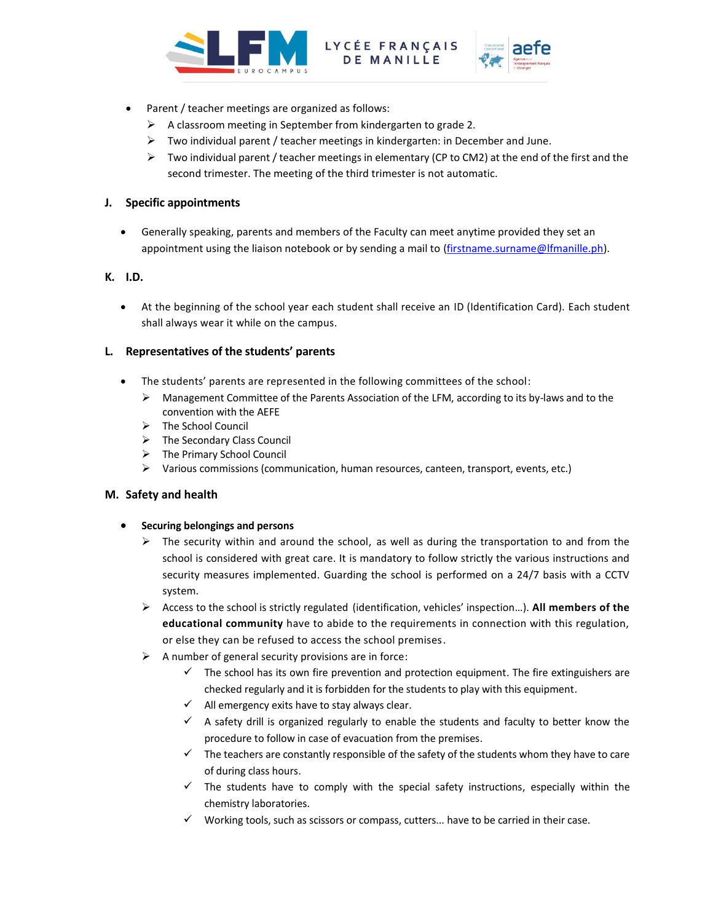- Parent / teacher meetings are organized as follows:
  - A classroom meeting in September from kindergarten to grade 2.
  - Two individual parent / teacher meetings in kindergarten: in December and June.
  - Two individual parent / teacher meetings in elementary (CP to CM2) at the end of the first and the second trimester. The meeting of the third trimester is not automatic.

### J. Specific appointments

- Generally speaking, parents and members of the Faculty can meet anytime provided they set an appointment using the liaison notebook or by sending a mail to (firstname.surname@lfmanille.ph).

### K. I.D.

- At the beginning of the school year each student shall receive an ID (Identification Card). Each student shall always wear it while on the campus.

### L. Representatives of the students' parents

- The students' parents are represented in the following committees of the school:
  - Management Committee of the Parents Association of the LFM, according to its by-laws and to the convention with the AEFE
  - The School Council
  - The Secondary Class Council
  - The Primary School Council
  - Various commissions (communication, human resources, canteen, transport, events, etc.)

### M. Safety and health

- **Securing belongings and persons**
  - The security within and around the school, as well as during the transportation to and from the school is considered with great care. It is mandatory to follow strictly the various instructions and security measures implemented. Guarding the school is performed on a 24/7 basis with a CCTV system.
  - Access to the school is strictly regulated (identification, vehicles' inspection…). **All members of the educational community** have to abide to the requirements in connection with this regulation, or else they can be refused to access the school premises.
  - A number of general security provisions are in force:
    - ✓ The school has its own fire prevention and protection equipment. The fire extinguishers are checked regularly and it is forbidden for the students to play with this equipment.
    - ✓ All emergency exits have to stay always clear.
    - ✓ A safety drill is organized regularly to enable the students and faculty to better know the procedure to follow in case of evacuation from the premises.
    - ✓ The teachers are constantly responsible of the safety of the students whom they have to care of during class hours.
    - ✓ The students have to comply with the special safety instructions, especially within the chemistry laboratories.
    - ✓ Working tools, such as scissors or compass, cutters... have to be carried in their case.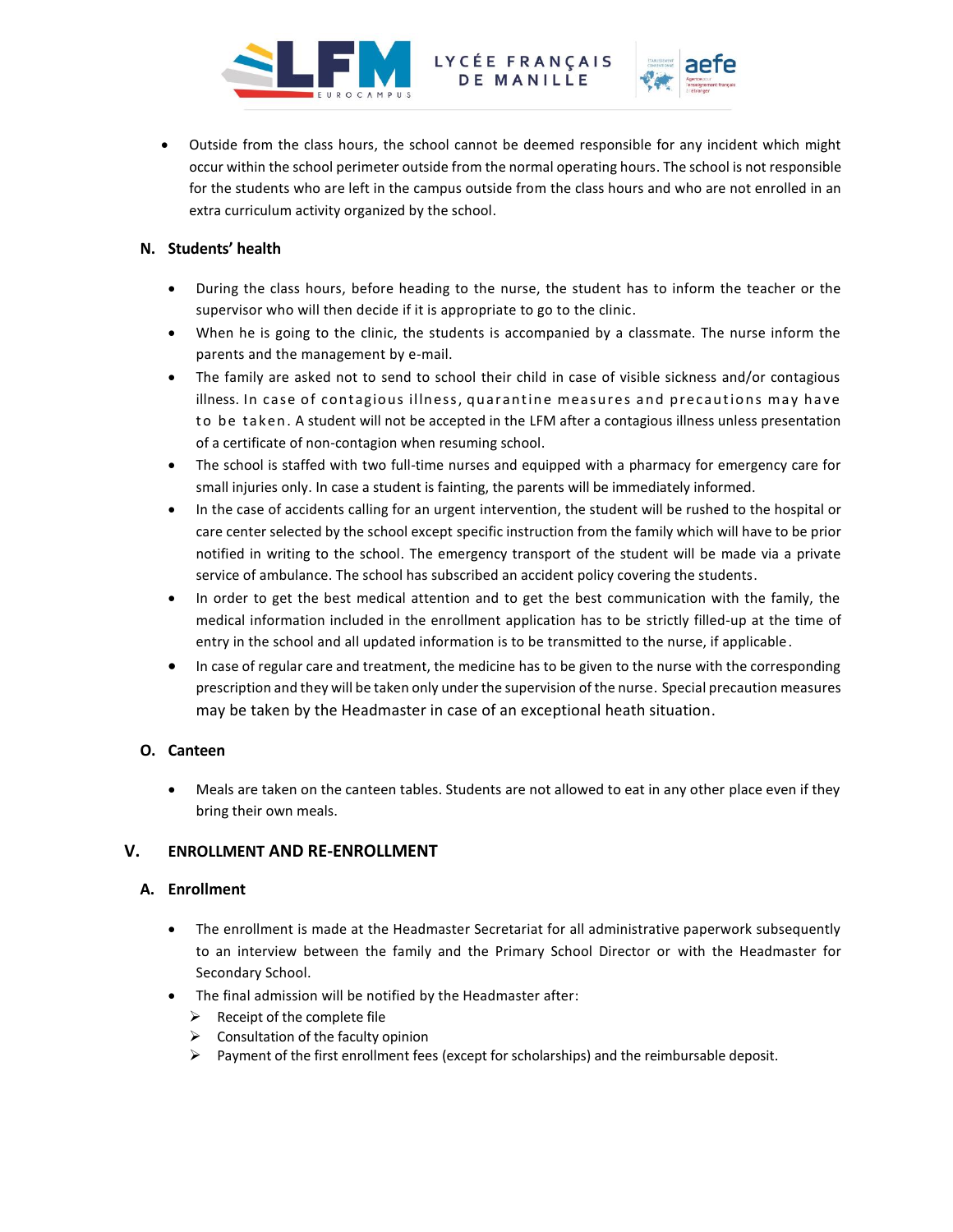- Outside from the class hours, the school cannot be deemed responsible for any incident which might occur within the school perimeter outside from the normal operating hours. The school is not responsible for the students who are left in the campus outside from the class hours and who are not enrolled in an extra curriculum activity organized by the school.

### N. Students' health

- During the class hours, before heading to the nurse, the student has to inform the teacher or the supervisor who will then decide if it is appropriate to go to the clinic.
- When he is going to the clinic, the students is accompanied by a classmate. The nurse inform the parents and the management by e-mail.
- The family are asked not to send to school their child in case of visible sickness and/or contagious illness. In case of contagious illness, quarantine measures and precautions may have to be taken. A student will not be accepted in the LFM after a contagious illness unless presentation of a certificate of non-contagion when resuming school.
- The school is staffed with two full-time nurses and equipped with a pharmacy for emergency care for small injuries only. In case a student is fainting, the parents will be immediately informed.
- In the case of accidents calling for an urgent intervention, the student will be rushed to the hospital or care center selected by the school except specific instruction from the family which will have to be prior notified in writing to the school. The emergency transport of the student will be made via a private service of ambulance. The school has subscribed an accident policy covering the students.
- In order to get the best medical attention and to get the best communication with the family, the medical information included in the enrollment application has to be strictly filled-up at the time of entry in the school and all updated information is to be transmitted to the nurse, if applicable.
- In case of regular care and treatment, the medicine has to be given to the nurse with the corresponding prescription and they will be taken only under the supervision of the nurse. Special precaution measures may be taken by the Headmaster in case of an exceptional heath situation.

### O. Canteen

- Meals are taken on the canteen tables. Students are not allowed to eat in any other place even if they bring their own meals.

## V. ENROLLMENT AND RE-ENROLLMENT

### A. Enrollment

- The enrollment is made at the Headmaster Secretariat for all administrative paperwork subsequently to an interview between the family and the Primary School Director or with the Headmaster for Secondary School.
- The final admission will be notified by the Headmaster after:
  - Receipt of the complete file
  - Consultation of the faculty opinion
  - Payment of the first enrollment fees (except for scholarships) and the reimbursable deposit.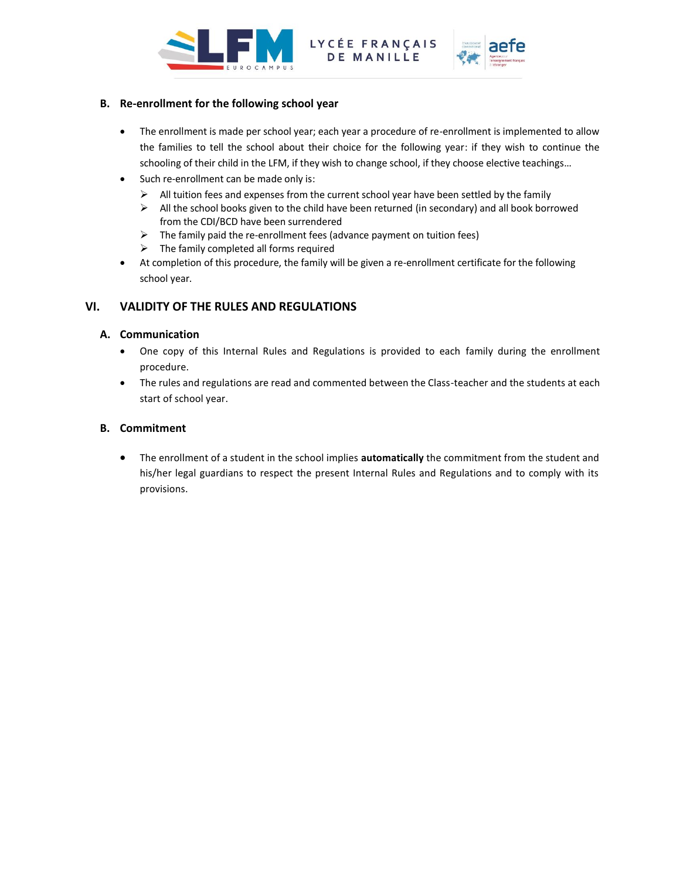### B. Re-enrollment for the following school year

- The enrollment is made per school year; each year a procedure of re-enrollment is implemented to allow the families to tell the school about their choice for the following year: if they wish to continue the schooling of their child in the LFM, if they wish to change school, if they choose elective teachings…
- Such re-enrollment can be made only is:
  - All tuition fees and expenses from the current school year have been settled by the family
  - All the school books given to the child have been returned (in secondary) and all book borrowed from the CDI/BCD have been surrendered
  - The family paid the re-enrollment fees (advance payment on tuition fees)
  - The family completed all forms required
- At completion of this procedure, the family will be given a re-enrollment certificate for the following school year.

## VI. VALIDITY OF THE RULES AND REGULATIONS

### A. Communication

- One copy of this Internal Rules and Regulations is provided to each family during the enrollment procedure.
- The rules and regulations are read and commented between the Class-teacher and the students at each start of school year.

### B. Commitment

- The enrollment of a student in the school implies **automatically** the commitment from the student and his/her legal guardians to respect the present Internal Rules and Regulations and to comply with its provisions.